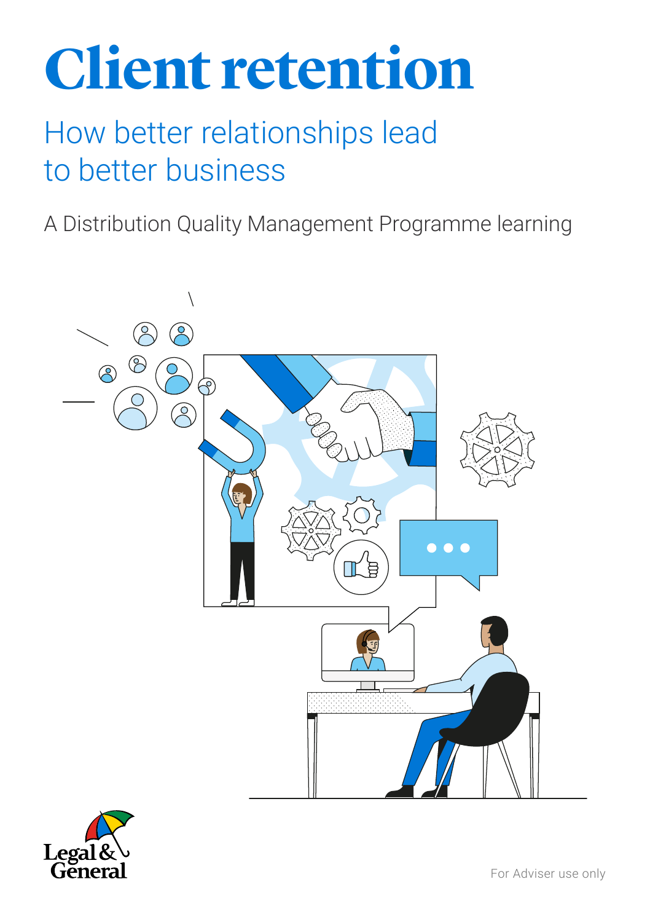# Client retention

## How better relationships lead to better business

A Distribution Quality Management Programme learning

Legal & General

For Adviser use only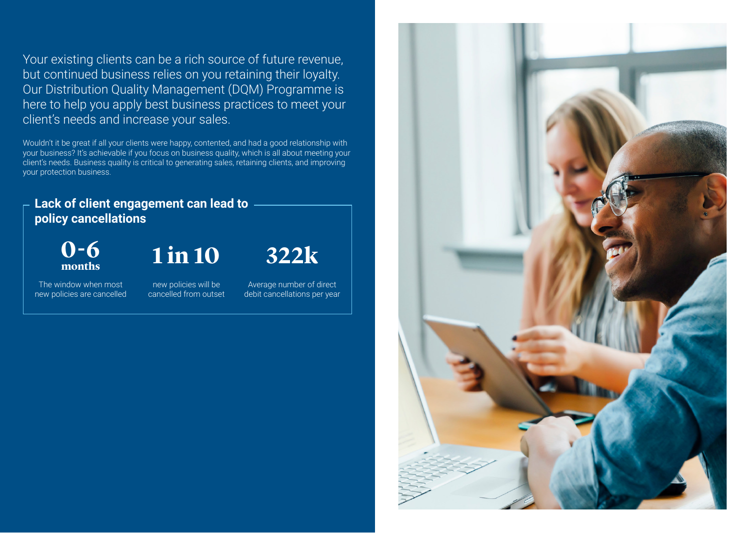Your existing clients can be a rich source of future revenue, but continued business relies on you retaining their loyalty. Our Distribution Quality Management (DQM) Programme is here to help you apply best business practices to meet your client's needs and increase your sales.

Wouldn't it be great if all your clients were happy, contented, and had a good relationship with your business? It's achievable if you focus on business quality, which is all about meeting your client's needs. Business quality is critical to generating sales, retaining clients, and improving your protection business.

## Lack of client engagement can lead to policy cancellations

**0-6 months**
The window when most new policies are cancelled

**1 in 10**
new policies will be cancelled from outset

**322k**
Average number of direct debit cancellations per year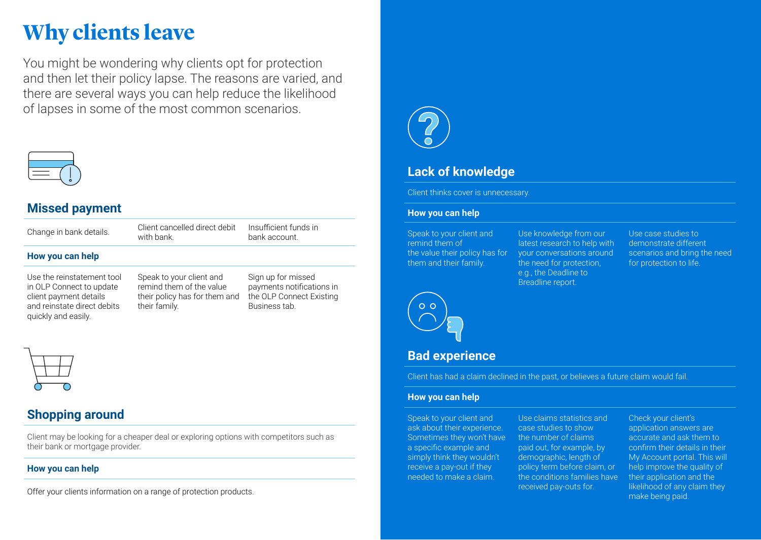# Why clients leave

You might be wondering why clients opt for protection and then let their policy lapse. The reasons are varied, and there are several ways you can help reduce the likelihood of lapses in some of the most common scenarios.

## Missed payment

| Change in bank details. | Client cancelled direct debit with bank. | Insufficient funds in bank account. |
|---|---|---|

### How you can help

| Use the reinstatement tool in OLP Connect to update client payment details and reinstate direct debits quickly and easily. | Speak to your client and remind them of the value their policy has for them and their family. | Sign up for missed payments notifications in the OLP Connect Existing Business tab. |
|---|---|---|

## Shopping around

Client may be looking for a cheaper deal or exploring options with competitors such as their bank or mortgage provider.

### How you can help

Offer your clients information on a range of protection products.

## Lack of knowledge

Client thinks cover is unnecessary.

### How you can help

| Speak to your client and remind them of the value their policy has for them and their family. | Use knowledge from our latest research to help with your conversations around the need for protection, e.g., the Deadline to Breadline report. | Use case studies to demonstrate different scenarios and bring the need for protection to life. |
|---|---|---|

## Bad experience

Client has had a claim declined in the past, or believes a future claim would fail.

### How you can help

| Speak to your client and ask about their experience. Sometimes they won't have a specific example and simply think they wouldn't receive a pay-out if they needed to make a claim. | Use claims statistics and case studies to show the number of claims paid out, for example, by demographic, length of policy term before claim, or the conditions families have received pay-outs for. | Check your client's application answers are accurate and ask them to confirm their details in their My Account portal. This will help improve the quality of their application and the likelihood of any claim they make being paid. |
|---|---|---|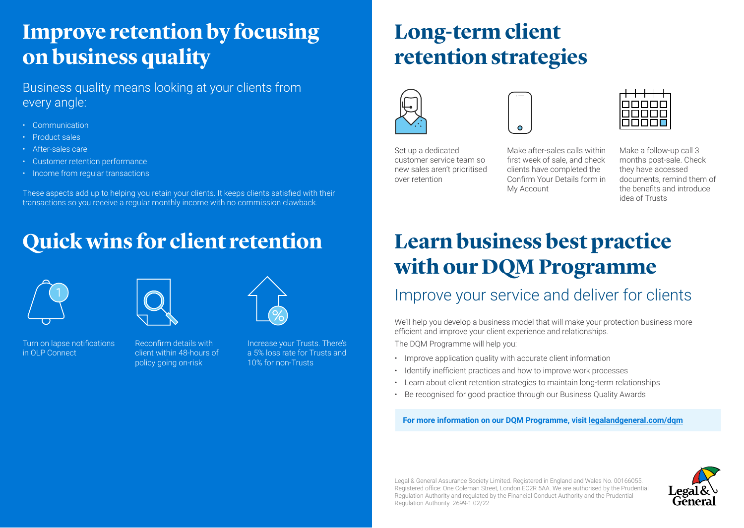# Improve retention by focusing on business quality

Business quality means looking at your clients from every angle:

- Communication
- Product sales
- After-sales care
- Customer retention performance
- Income from regular transactions

These aspects add up to helping you retain your clients. It keeps clients satisfied with their transactions so you receive a regular monthly income with no commission clawback.

# Quick wins for client retention

Turn on lapse notifications in OLP Connect

Reconfirm details with client within 48-hours of policy going on-risk

Increase your Trusts. There's a 5% loss rate for Trusts and 10% for non-Trusts

# Long-term client retention strategies

Set up a dedicated customer service team so new sales aren't prioritised over retention

Make after-sales calls within first week of sale, and check clients have completed the Confirm Your Details form in My Account

Make a follow-up call 3 months post-sale. Check they have accessed documents, remind them of the benefits and introduce idea of Trusts

# Learn business best practice with our DQM Programme

## Improve your service and deliver for clients

We'll help you develop a business model that will make your protection business more efficient and improve your client experience and relationships.

The DQM Programme will help you:

- Improve application quality with accurate client information
- Identify inefficient practices and how to improve work processes
- Learn about client retention strategies to maintain long-term relationships
- Be recognised for good practice through our Business Quality Awards

**For more information on our DQM Programme, visit legalandgeneral.com/dqm**

Legal & General Assurance Society Limited. Registered in England and Wales No. 00166055. Registered office: One Coleman Street, London EC2R 5AA. We are authorised by the Prudential Regulation Authority and regulated by the Financial Conduct Authority and the Prudential Regulation Authority 2699-1 02/22